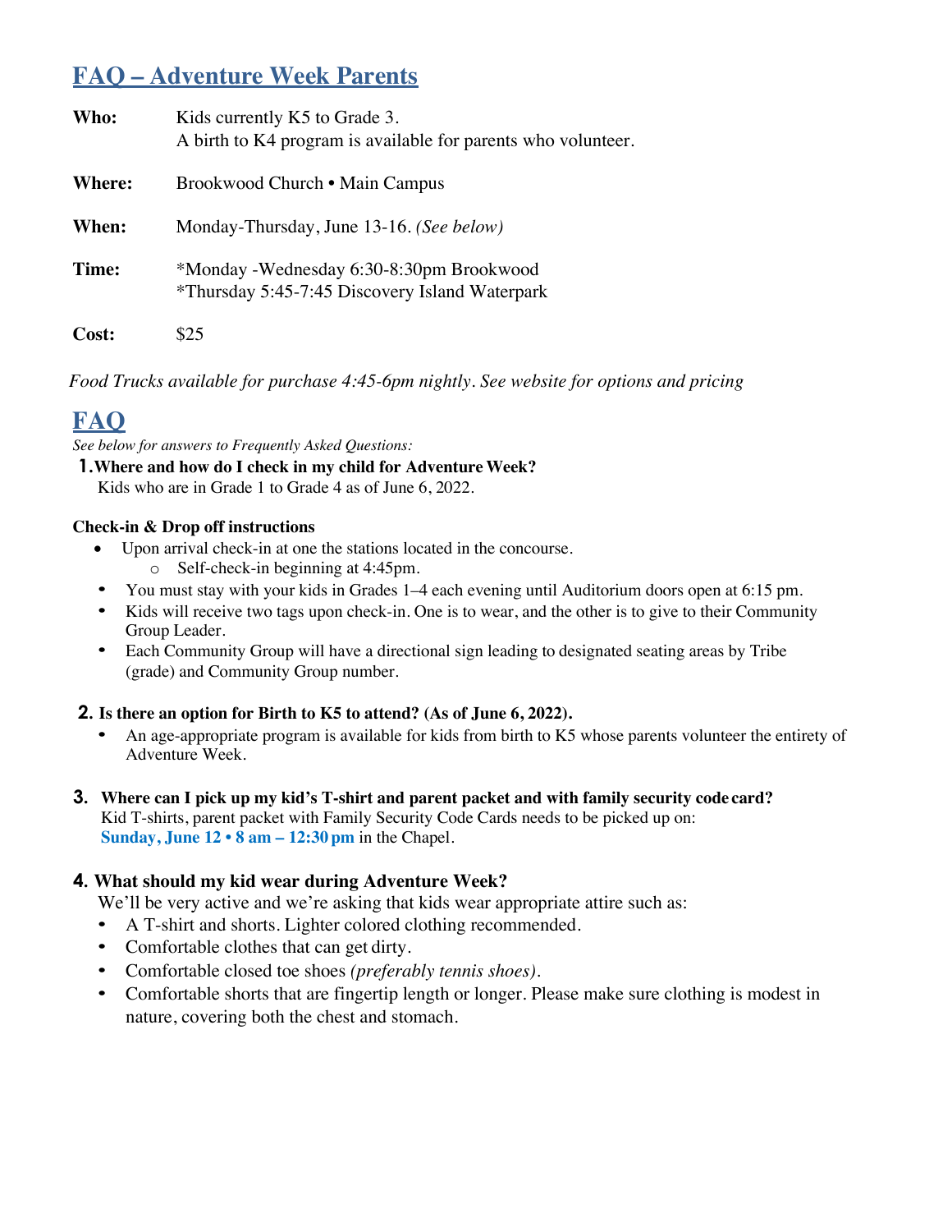# FAQ – Adventure Week Parents

**Who:** Kids currently K5 to Grade 3.
A birth to K4 program is available for parents who volunteer.

**Where:** Brookwood Church • Main Campus

**When:** Monday-Thursday, June 13-16. *(See below)*

**Time:** *Monday -Wednesday 6:30-8:30pm Brookwood
*Thursday 5:45-7:45 Discovery Island Waterpark

**Cost:** $25

*Food Trucks available for purchase 4:45-6pm nightly. See website for options and pricing*

## FAQ

*See below for answers to Frequently Asked Questions:*

**1. Where and how do I check in my child for Adventure Week?**
Kids who are in Grade 1 to Grade 4 as of June 6, 2022.

**Check-in & Drop off instructions**

- Upon arrival check-in at one the stations located in the concourse.
  - Self-check-in beginning at 4:45pm.
- You must stay with your kids in Grades 1–4 each evening until Auditorium doors open at 6:15 pm.
- Kids will receive two tags upon check-in. One is to wear, and the other is to give to their Community Group Leader.
- Each Community Group will have a directional sign leading to designated seating areas by Tribe (grade) and Community Group number.

**2. Is there an option for Birth to K5 to attend? (As of June 6, 2022).**

- An age-appropriate program is available for kids from birth to K5 whose parents volunteer the entirety of Adventure Week.

**3. Where can I pick up my kid's T-shirt and parent packet and with family security code card?**
Kid T-shirts, parent packet with Family Security Code Cards needs to be picked up on:
**Sunday, June 12 • 8 am – 12:30 pm** in the Chapel.

**4. What should my kid wear during Adventure Week?**
We'll be very active and we're asking that kids wear appropriate attire such as:

- A T-shirt and shorts. Lighter colored clothing recommended.
- Comfortable clothes that can get dirty.
- Comfortable closed toe shoes *(preferably tennis shoes)*.
- Comfortable shorts that are fingertip length or longer. Please make sure clothing is modest in nature, covering both the chest and stomach.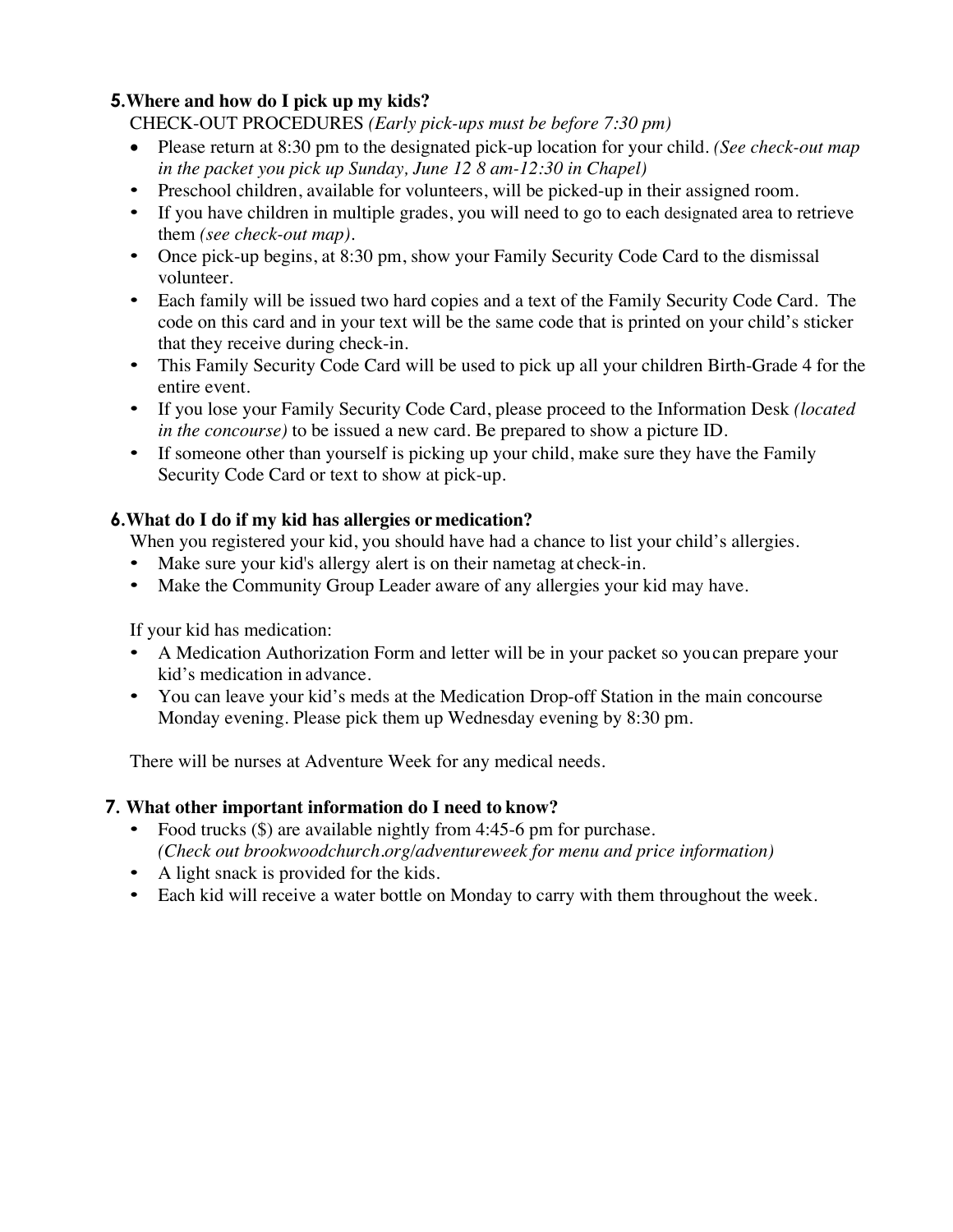### 5. Where and how do I pick up my kids?

CHECK-OUT PROCEDURES *(Early pick-ups must be before 7:30 pm)*

- Please return at 8:30 pm to the designated pick-up location for your child. *(See check-out map in the packet you pick up Sunday, June 12 8 am-12:30 in Chapel)*
- Preschool children, available for volunteers, will be picked-up in their assigned room.
- If you have children in multiple grades, you will need to go to each designated area to retrieve them *(see check-out map)*.
- Once pick-up begins, at 8:30 pm, show your Family Security Code Card to the dismissal volunteer.
- Each family will be issued two hard copies and a text of the Family Security Code Card. The code on this card and in your text will be the same code that is printed on your child's sticker that they receive during check-in.
- This Family Security Code Card will be used to pick up all your children Birth-Grade 4 for the entire event.
- If you lose your Family Security Code Card, please proceed to the Information Desk *(located in the concourse)* to be issued a new card. Be prepared to show a picture ID.
- If someone other than yourself is picking up your child, make sure they have the Family Security Code Card or text to show at pick-up.

### 6. What do I do if my kid has allergies or medication?

When you registered your kid, you should have had a chance to list your child's allergies.

- Make sure your kid's allergy alert is on their nametag at check-in.
- Make the Community Group Leader aware of any allergies your kid may have.

If your kid has medication:

- A Medication Authorization Form and letter will be in your packet so you can prepare your kid's medication in advance.
- You can leave your kid's meds at the Medication Drop-off Station in the main concourse Monday evening. Please pick them up Wednesday evening by 8:30 pm.

There will be nurses at Adventure Week for any medical needs.

### 7. What other important information do I need to know?

- Food trucks ($) are available nightly from 4:45-6 pm for purchase.
  *(Check out brookwoodchurch.org/adventureweek for menu and price information)*
- A light snack is provided for the kids.
- Each kid will receive a water bottle on Monday to carry with them throughout the week.